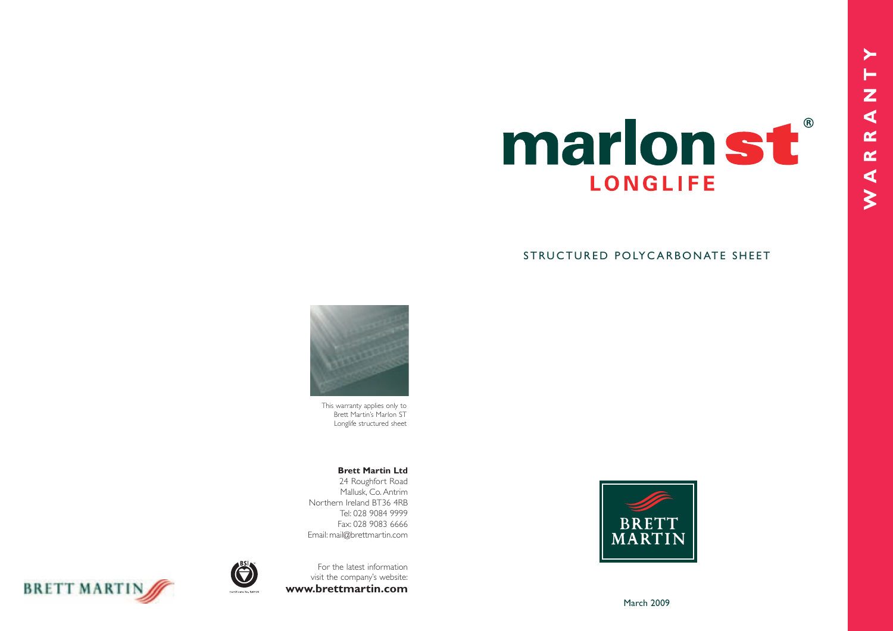# marlon st®

## LONGLIFE

STRUCTURED POLYCARBONATE SHEET

**WARRANTY**

This warranty applies only to Brett Martin's Marlon ST Longlife structured sheet

**Brett Martin Ltd**
24 Roughfort Road
Mallusk, Co. Antrim
Northern Ireland BT36 4RB
Tel: 028 9084 9999
Fax: 028 9083 6666
Email: mail@brettmartin.com

For the latest information visit the company's website:
**www.brettmartin.com**

March 2009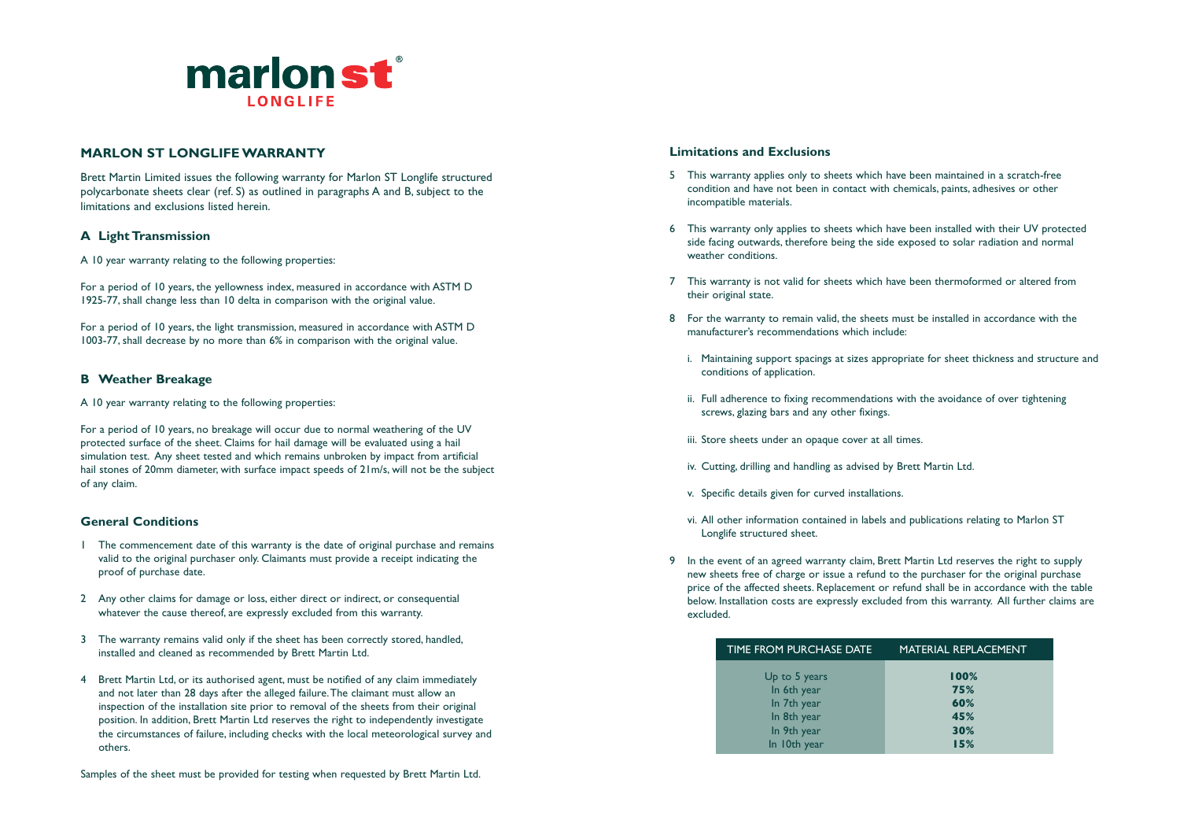marlon st®
LONGLIFE

## MARLON ST LONGLIFE WARRANTY

Brett Martin Limited issues the following warranty for Marlon ST Longlife structured polycarbonate sheets clear (ref. S) as outlined in paragraphs A and B, subject to the limitations and exclusions listed herein.

### A Light Transmission

A 10 year warranty relating to the following properties:

For a period of 10 years, the yellowness index, measured in accordance with ASTM D 1925-77, shall change less than 10 delta in comparison with the original value.

For a period of 10 years, the light transmission, measured in accordance with ASTM D 1003-77, shall decrease by no more than 6% in comparison with the original value.

### B Weather Breakage

A 10 year warranty relating to the following properties:

For a period of 10 years, no breakage will occur due to normal weathering of the UV protected surface of the sheet. Claims for hail damage will be evaluated using a hail simulation test. Any sheet tested and which remains unbroken by impact from artificial hail stones of 20mm diameter, with surface impact speeds of 21m/s, will not be the subject of any claim.

### General Conditions

1 The commencement date of this warranty is the date of original purchase and remains valid to the original purchaser only. Claimants must provide a receipt indicating the proof of purchase date.

2 Any other claims for damage or loss, either direct or indirect, or consequential whatever the cause thereof, are expressly excluded from this warranty.

3 The warranty remains valid only if the sheet has been correctly stored, handled, installed and cleaned as recommended by Brett Martin Ltd.

4 Brett Martin Ltd, or its authorised agent, must be notified of any claim immediately and not later than 28 days after the alleged failure. The claimant must allow an inspection of the installation site prior to removal of the sheets from their original position. In addition, Brett Martin Ltd reserves the right to independently investigate the circumstances of failure, including checks with the local meteorological survey and others.

Samples of the sheet must be provided for testing when requested by Brett Martin Ltd.

### Limitations and Exclusions

5 This warranty applies only to sheets which have been maintained in a scratch-free condition and have not been in contact with chemicals, paints, adhesives or other incompatible materials.

6 This warranty only applies to sheets which have been installed with their UV protected side facing outwards, therefore being the side exposed to solar radiation and normal weather conditions.

7 This warranty is not valid for sheets which have been thermoformed or altered from their original state.

8 For the warranty to remain valid, the sheets must be installed in accordance with the manufacturer's recommendations which include:

i. Maintaining support spacings at sizes appropriate for sheet thickness and structure and conditions of application.

ii. Full adherence to fixing recommendations with the avoidance of over tightening screws, glazing bars and any other fixings.

iii. Store sheets under an opaque cover at all times.

iv. Cutting, drilling and handling as advised by Brett Martin Ltd.

v. Specific details given for curved installations.

vi. All other information contained in labels and publications relating to Marlon ST Longlife structured sheet.

9 In the event of an agreed warranty claim, Brett Martin Ltd reserves the right to supply new sheets free of charge or issue a refund to the purchaser for the original purchase price of the affected sheets. Replacement or refund shall be in accordance with the table below. Installation costs are expressly excluded from this warranty. All further claims are excluded.

| TIME FROM PURCHASE DATE | MATERIAL REPLACEMENT |
|---|---|
| Up to 5 years | **100%** |
| In 6th year | **75%** |
| In 7th year | **60%** |
| In 8th year | **45%** |
| In 9th year | **30%** |
| In 10th year | **15%** |